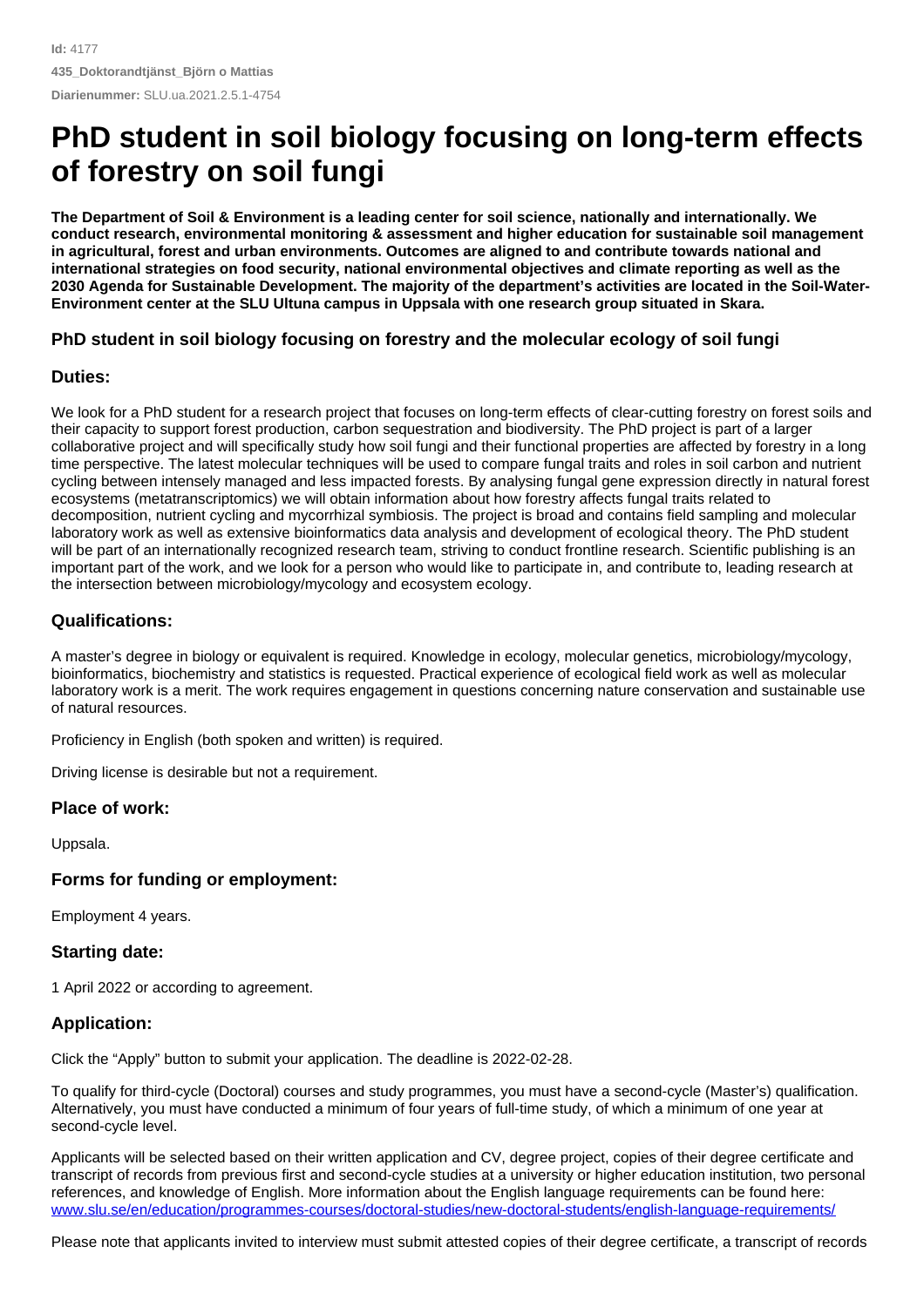**Id:** 4177

**435_Doktorandtjänst_Björn o Mattias**

**Diarienummer:** SLU.ua.2021.2.5.1-4754

# PhD student in soil biology focusing on long-term effects of forestry on soil fungi

**The Department of Soil & Environment is a leading center for soil science, nationally and internationally. We conduct research, environmental monitoring & assessment and higher education for sustainable soil management in agricultural, forest and urban environments. Outcomes are aligned to and contribute towards national and international strategies on food security, national environmental objectives and climate reporting as well as the 2030 Agenda for Sustainable Development. The majority of the department's activities are located in the Soil-Water-Environment center at the SLU Ultuna campus in Uppsala with one research group situated in Skara.**

### PhD student in soil biology focusing on forestry and the molecular ecology of soil fungi

### Duties:

We look for a PhD student for a research project that focuses on long-term effects of clear-cutting forestry on forest soils and their capacity to support forest production, carbon sequestration and biodiversity. The PhD project is part of a larger collaborative project and will specifically study how soil fungi and their functional properties are affected by forestry in a long time perspective. The latest molecular techniques will be used to compare fungal traits and roles in soil carbon and nutrient cycling between intensely managed and less impacted forests. By analysing fungal gene expression directly in natural forest ecosystems (metatranscriptomics) we will obtain information about how forestry affects fungal traits related to decomposition, nutrient cycling and mycorrhizal symbiosis. The project is broad and contains field sampling and molecular laboratory work as well as extensive bioinformatics data analysis and development of ecological theory. The PhD student will be part of an internationally recognized research team, striving to conduct frontline research. Scientific publishing is an important part of the work, and we look for a person who would like to participate in, and contribute to, leading research at the intersection between microbiology/mycology and ecosystem ecology.

### Qualifications:

A master's degree in biology or equivalent is required. Knowledge in ecology, molecular genetics, microbiology/mycology, bioinformatics, biochemistry and statistics is requested. Practical experience of ecological field work as well as molecular laboratory work is a merit. The work requires engagement in questions concerning nature conservation and sustainable use of natural resources.

Proficiency in English (both spoken and written) is required.

Driving license is desirable but not a requirement.

### Place of work:

Uppsala.

### Forms for funding or employment:

Employment 4 years.

### Starting date:

1 April 2022 or according to agreement.

### Application:

Click the "Apply" button to submit your application. The deadline is 2022-02-28.

To qualify for third-cycle (Doctoral) courses and study programmes, you must have a second-cycle (Master's) qualification. Alternatively, you must have conducted a minimum of four years of full-time study, of which a minimum of one year at second-cycle level.

Applicants will be selected based on their written application and CV, degree project, copies of their degree certificate and transcript of records from previous first and second-cycle studies at a university or higher education institution, two personal references, and knowledge of English. More information about the English language requirements can be found here: [www.slu.se/en/education/programmes-courses/doctoral-studies/new-doctoral-students/english-language-requirements/](www.slu.se/en/education/programmes-courses/doctoral-studies/new-doctoral-students/english-language-requirements/)

Please note that applicants invited to interview must submit attested copies of their degree certificate, a transcript of records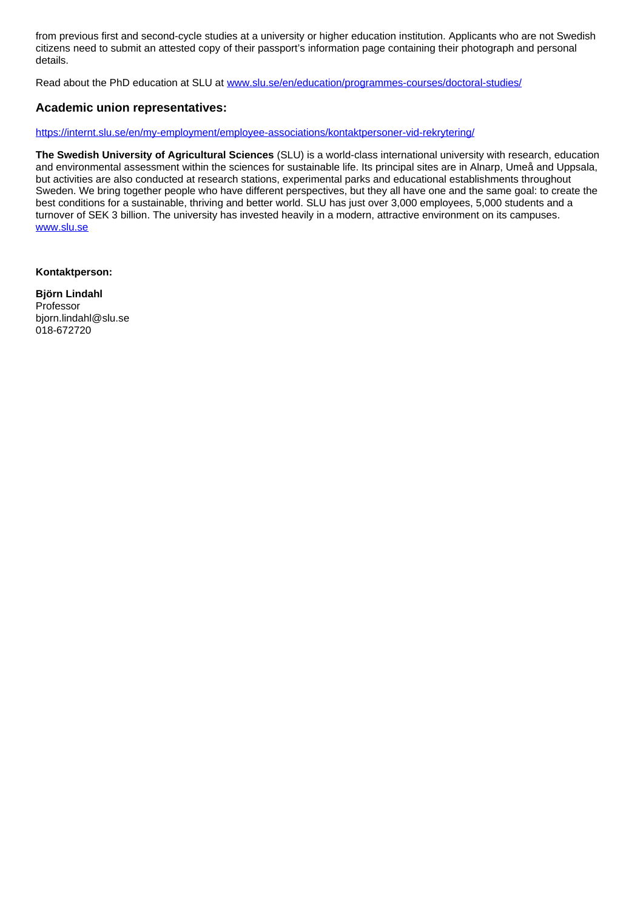from previous first and second-cycle studies at a university or higher education institution. Applicants who are not Swedish citizens need to submit an attested copy of their passport's information page containing their photograph and personal details.

Read about the PhD education at SLU at [www.slu.se/en/education/programmes-courses/doctoral-studies/](www.slu.se/en/education/programmes-courses/doctoral-studies/)

### Academic union representatives:

[https://internt.slu.se/en/my-employment/employee-associations/kontaktpersoner-vid-rekrytering/](https://internt.slu.se/en/my-employment/employee-associations/kontaktpersoner-vid-rekrytering/)

**The Swedish University of Agricultural Sciences** (SLU) is a world-class international university with research, education and environmental assessment within the sciences for sustainable life. Its principal sites are in Alnarp, Umeå and Uppsala, but activities are also conducted at research stations, experimental parks and educational establishments throughout Sweden. We bring together people who have different perspectives, but they all have one and the same goal: to create the best conditions for a sustainable, thriving and better world. SLU has just over 3,000 employees, 5,000 students and a turnover of SEK 3 billion. The university has invested heavily in a modern, attractive environment on its campuses. [www.slu.se](www.slu.se)

**Kontaktperson:**

**Björn Lindahl**
Professor
bjorn.lindahl@slu.se
018-672720